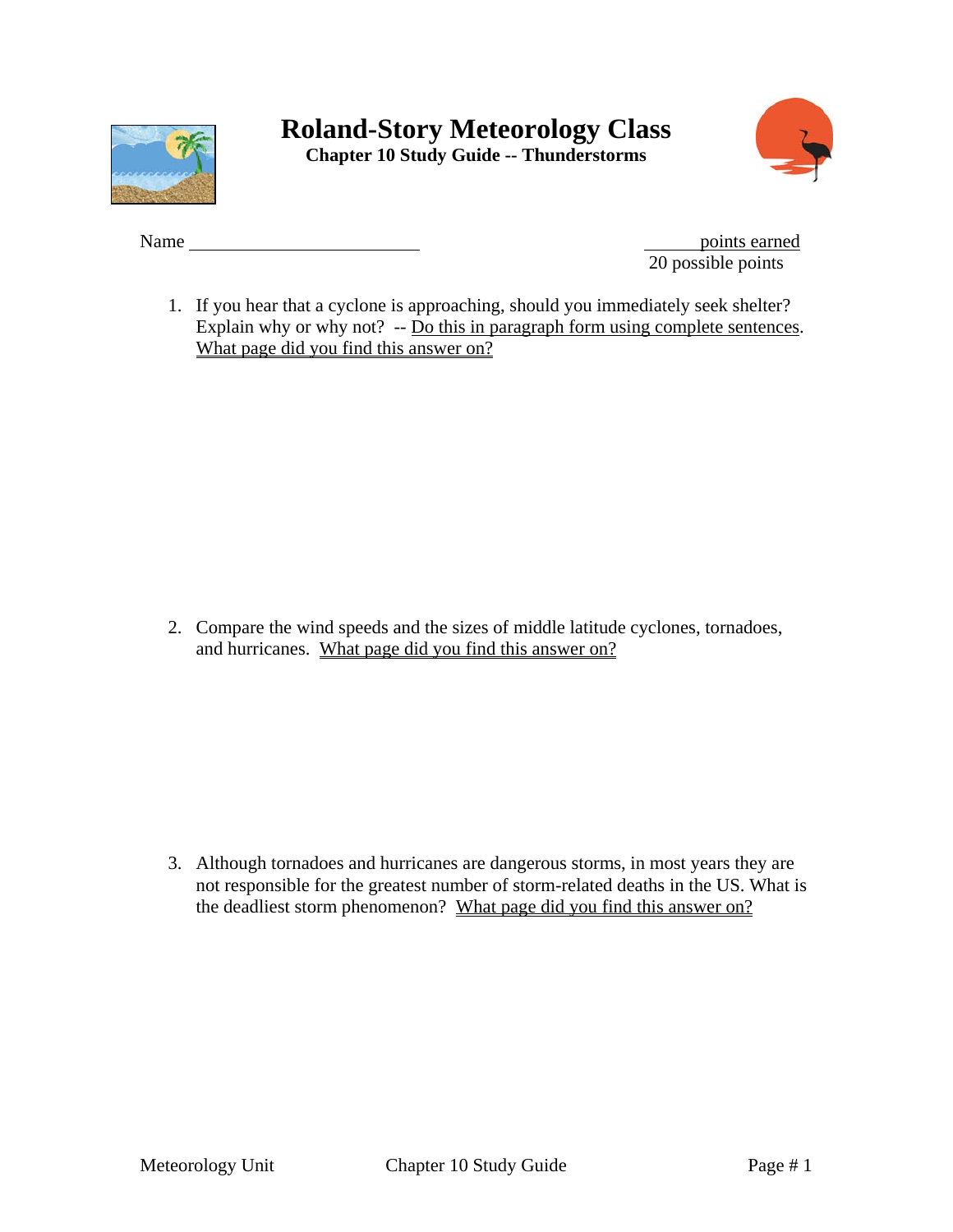# Roland-Story Meteorology Class

**Chapter 10 Study Guide -- Thunderstorms**

Name ________________________

______ points earned
20 possible points

1. If you hear that a cyclone is approaching, should you immediately seek shelter? Explain why or why not? -- Do this in paragraph form using complete sentences. What page did you find this answer on?

2. Compare the wind speeds and the sizes of middle latitude cyclones, tornadoes, and hurricanes. What page did you find this answer on?

3. Although tornadoes and hurricanes are dangerous storms, in most years they are not responsible for the greatest number of storm-related deaths in the US. What is the deadliest storm phenomenon? What page did you find this answer on?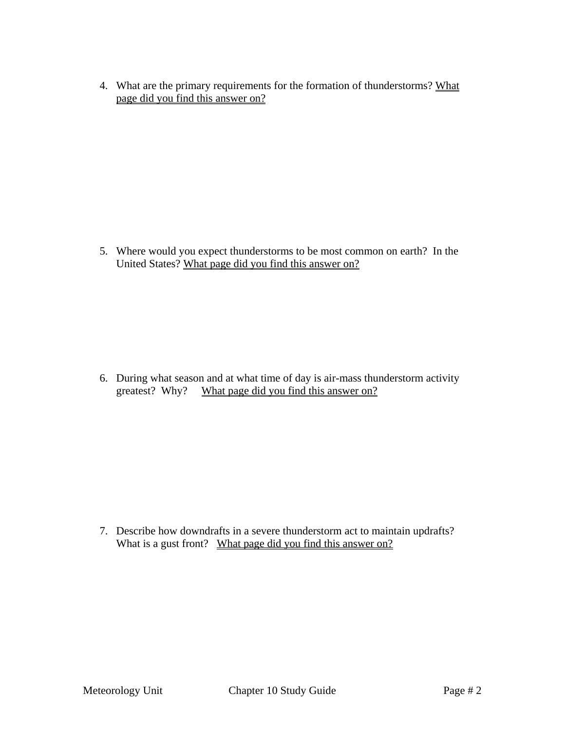4. What are the primary requirements for the formation of thunderstorms? What page did you find this answer on?

5. Where would you expect thunderstorms to be most common on earth? In the United States? What page did you find this answer on?

6. During what season and at what time of day is air-mass thunderstorm activity greatest? Why? What page did you find this answer on?

7. Describe how downdrafts in a severe thunderstorm act to maintain updrafts? What is a gust front? What page did you find this answer on?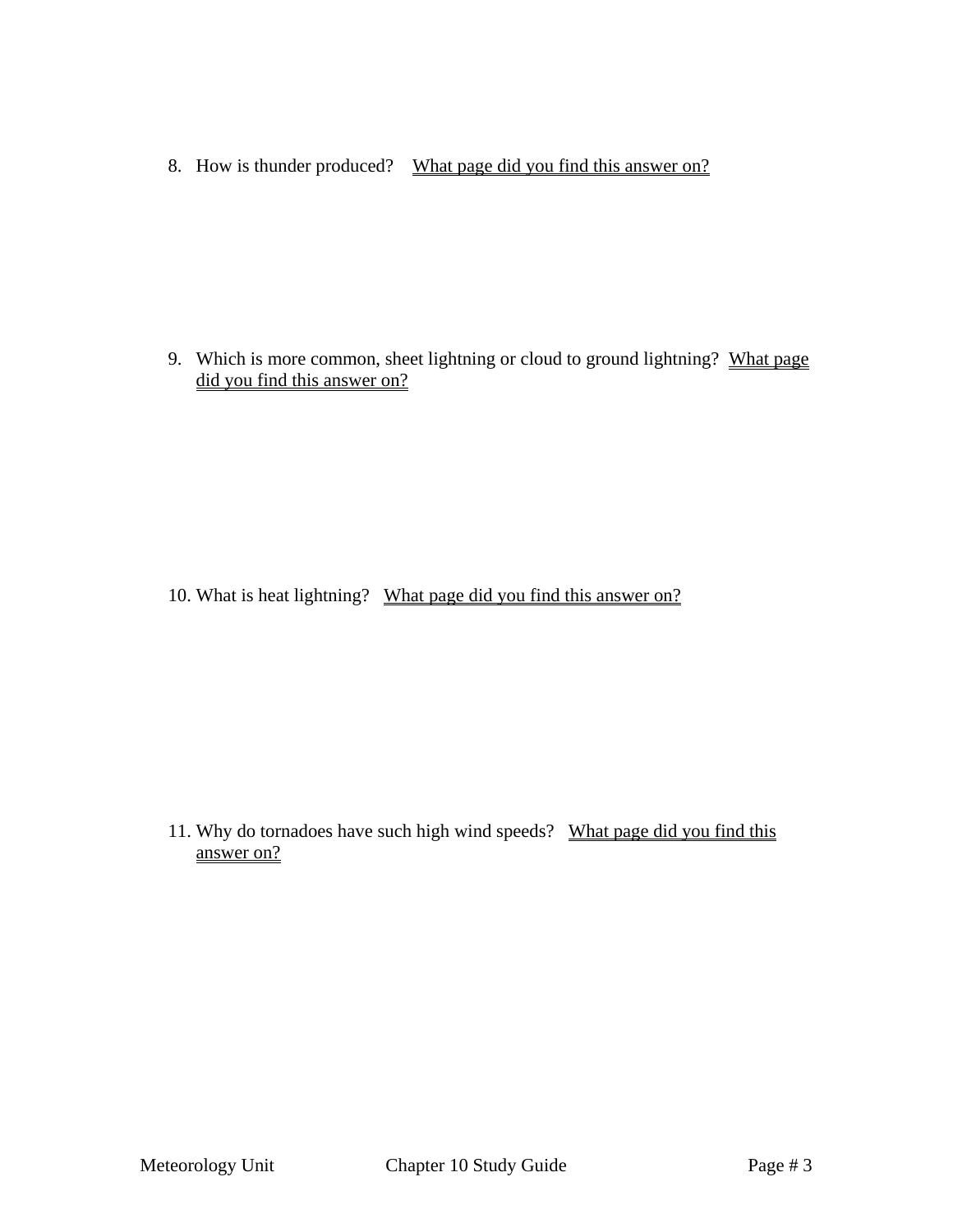8. How is thunder produced? <u>What page did you find this answer on?</u>

9. Which is more common, sheet lightning or cloud to ground lightning? <u>What page did you find this answer on?</u>

10. What is heat lightning? <u>What page did you find this answer on?</u>

11. Why do tornadoes have such high wind speeds? <u>What page did you find this answer on?</u>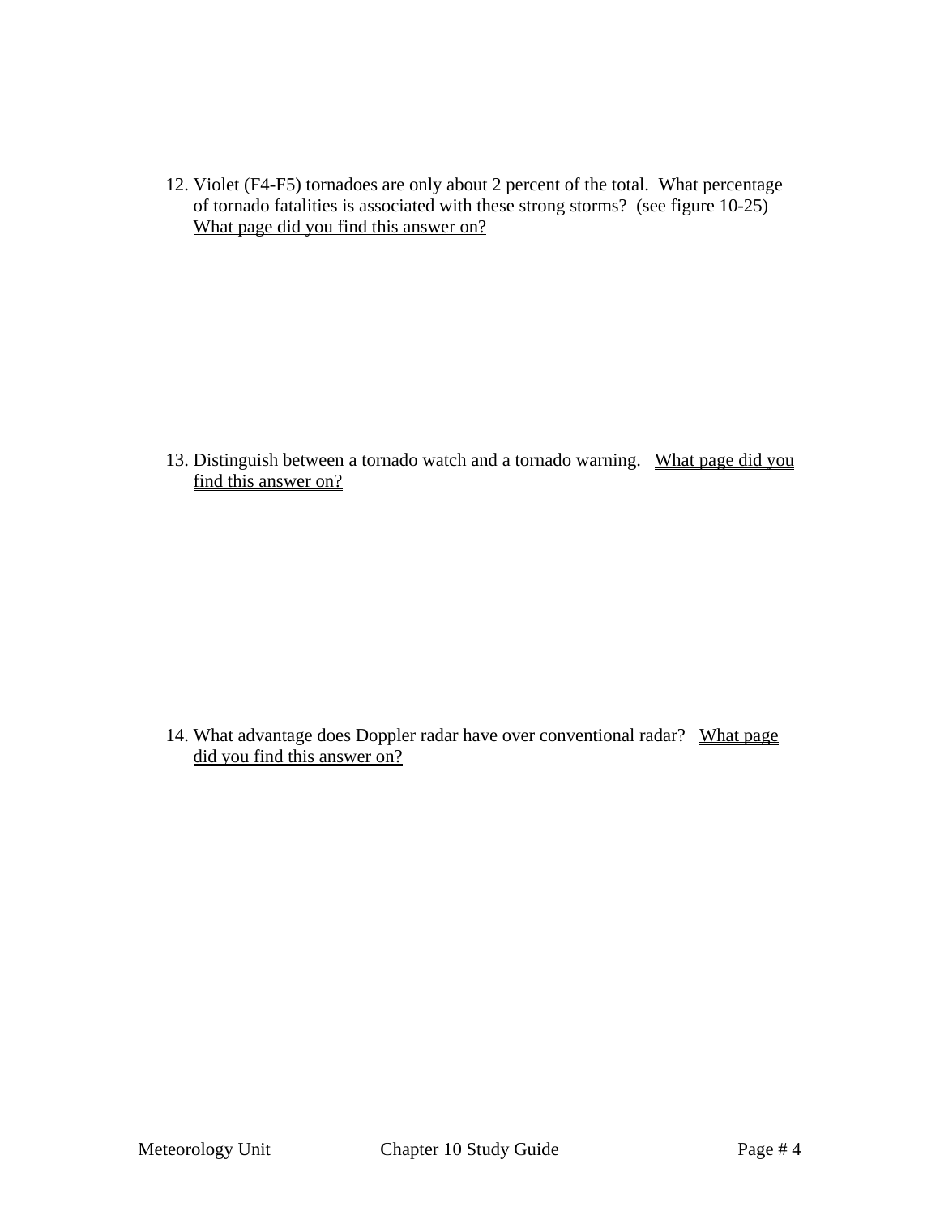12. Violet (F4-F5) tornadoes are only about 2 percent of the total. What percentage of tornado fatalities is associated with these strong storms? (see figure 10-25) <u>What page did you find this answer on?</u>

13. Distinguish between a tornado watch and a tornado warning. <u>What page did you find this answer on?</u>

14. What advantage does Doppler radar have over conventional radar? <u>What page did you find this answer on?</u>